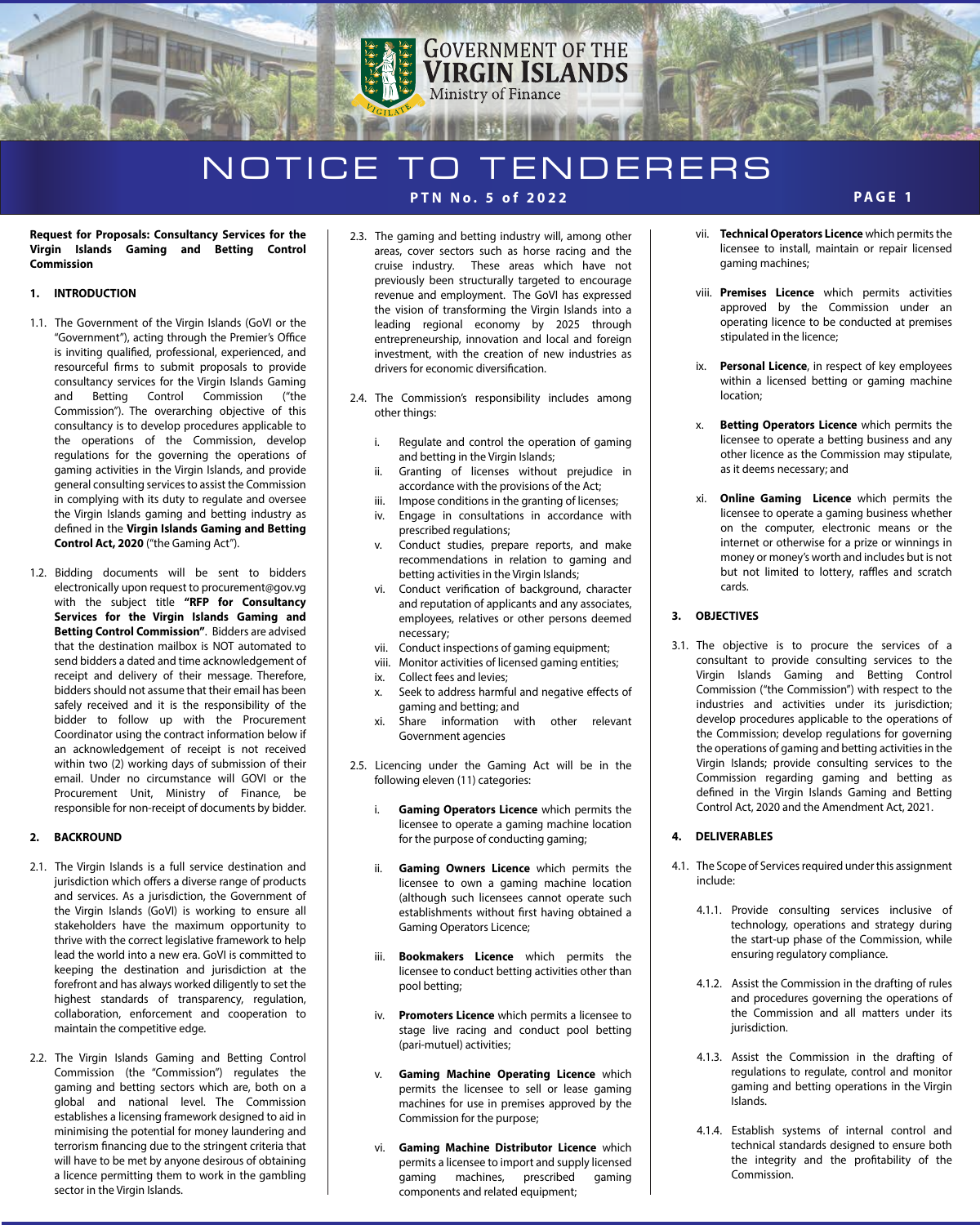# GOVERNMENT OF THE VIRGIN ISLANDS
Ministry of Finance

# NOTICE TO TENDERERS

**PTN No. 5 of 2022**

**Request for Proposals: Consultancy Services for the Virgin Islands Gaming and Betting Control Commission**

## 1. INTRODUCTION

1.1. The Government of the Virgin Islands (GoVI or the "Government"), acting through the Premier's Office is inviting qualified, professional, experienced, and resourceful firms to submit proposals to provide consultancy services for the Virgin Islands Gaming and Betting Control Commission ("the Commission"). The overarching objective of this consultancy is to develop procedures applicable to the operations of the Commission, develop regulations for the governing the operations of gaming activities in the Virgin Islands, and provide general consulting services to assist the Commission in complying with its duty to regulate and oversee the Virgin Islands gaming and betting industry as defined in the **Virgin Islands Gaming and Betting Control Act, 2020** ("the Gaming Act").

1.2. Bidding documents will be sent to bidders electronically upon request to procurement@gov.vg with the subject title **"RFP for Consultancy Services for the Virgin Islands Gaming and Betting Control Commission"**. Bidders are advised that the destination mailbox is NOT automated to send bidders a dated and time acknowledgement of receipt and delivery of their message. Therefore, bidders should not assume that their email has been safely received and it is the responsibility of the bidder to follow up with the Procurement Coordinator using the contract information below if an acknowledgement of receipt is not received within two (2) working days of submission of their email. Under no circumstance will GOVI or the Procurement Unit, Ministry of Finance, be responsible for non-receipt of documents by bidder.

## 2. BACKROUND

2.1. The Virgin Islands is a full service destination and jurisdiction which offers a diverse range of products and services. As a jurisdiction, the Government of the Virgin Islands (GoVI) is working to ensure all stakeholders have the maximum opportunity to thrive with the correct legislative framework to help lead the world into a new era. GoVI is committed to keeping the destination and jurisdiction at the forefront and has always worked diligently to set the highest standards of transparency, regulation, collaboration, enforcement and cooperation to maintain the competitive edge.

2.2. The Virgin Islands Gaming and Betting Control Commission (the "Commission") regulates the gaming and betting sectors which are, both on a global and national level. The Commission establishes a licensing framework designed to aid in minimising the potential for money laundering and terrorism financing due to the stringent criteria that will have to be met by anyone desirous of obtaining a licence permitting them to work in the gambling sector in the Virgin Islands.

2.3. The gaming and betting industry will, among other areas, cover sectors such as horse racing and the cruise industry. These areas which have not previously been structurally targeted to encourage revenue and employment. The GoVI has expressed the vision of transforming the Virgin Islands into a leading regional economy by 2025 through entrepreneurship, innovation and local and foreign investment, with the creation of new industries as drivers for economic diversification.

2.4. The Commission's responsibility includes among other things:

i. Regulate and control the operation of gaming and betting in the Virgin Islands;
ii. Granting of licenses without prejudice in accordance with the provisions of the Act;
iii. Impose conditions in the granting of licenses;
iv. Engage in consultations in accordance with prescribed regulations;
v. Conduct studies, prepare reports, and make recommendations in relation to gaming and betting activities in the Virgin Islands;
vi. Conduct verification of background, character and reputation of applicants and any associates, employees, relatives or other persons deemed necessary;
vii. Conduct inspections of gaming equipment;
viii. Monitor activities of licensed gaming entities;
ix. Collect fees and levies;
x. Seek to address harmful and negative effects of gaming and betting; and
xi. Share information with other relevant Government agencies

2.5. Licencing under the Gaming Act will be in the following eleven (11) categories:

i. **Gaming Operators Licence** which permits the licensee to operate a gaming machine location for the purpose of conducting gaming;

ii. **Gaming Owners Licence** which permits the licensee to own a gaming machine location (although such licensees cannot operate such establishments without first having obtained a Gaming Operators Licence;

iii. **Bookmakers Licence** which permits the licensee to conduct betting activities other than pool betting;

iv. **Promoters Licence** which permits a licensee to stage live racing and conduct pool betting (pari-mutuel) activities;

v. **Gaming Machine Operating Licence** which permits the licensee to sell or lease gaming machines for use in premises approved by the Commission for the purpose;

vi. **Gaming Machine Distributor Licence** which permits a licensee to import and supply licensed gaming machines, prescribed gaming components and related equipment;

vii. **Technical Operators Licence** which permits the licensee to install, maintain or repair licensed gaming machines;

viii. **Premises Licence** which permits activities approved by the Commission under an operating licence to be conducted at premises stipulated in the licence;

ix. **Personal Licence**, in respect of key employees within a licensed betting or gaming machine location;

x. **Betting Operators Licence** which permits the licensee to operate a betting business and any other licence as the Commission may stipulate, as it deems necessary; and

xi. **Online Gaming Licence** which permits the licensee to operate a gaming business whether on the computer, electronic means or the internet or otherwise for a prize or winnings in money or money's worth and includes but is not but not limited to lottery, raffles and scratch cards.

## 3. OBJECTIVES

3.1. The objective is to procure the services of a consultant to provide consulting services to the Virgin Islands Gaming and Betting Control Commission ("the Commission") with respect to the industries and activities under its jurisdiction; develop procedures applicable to the operations of the Commission; develop regulations for governing the operations of gaming and betting activities in the Virgin Islands; provide consulting services to the Commission regarding gaming and betting as defined in the Virgin Islands Gaming and Betting Control Act, 2020 and the Amendment Act, 2021.

## 4. DELIVERABLES

4.1. The Scope of Services required under this assignment include:

4.1.1. Provide consulting services inclusive of technology, operations and strategy during the start-up phase of the Commission, while ensuring regulatory compliance.

4.1.2. Assist the Commission in the drafting of rules and procedures governing the operations of the Commission and all matters under its jurisdiction.

4.1.3. Assist the Commission in the drafting of regulations to regulate, control and monitor gaming and betting operations in the Virgin Islands.

4.1.4. Establish systems of internal control and technical standards designed to ensure both the integrity and the profitability of the Commission.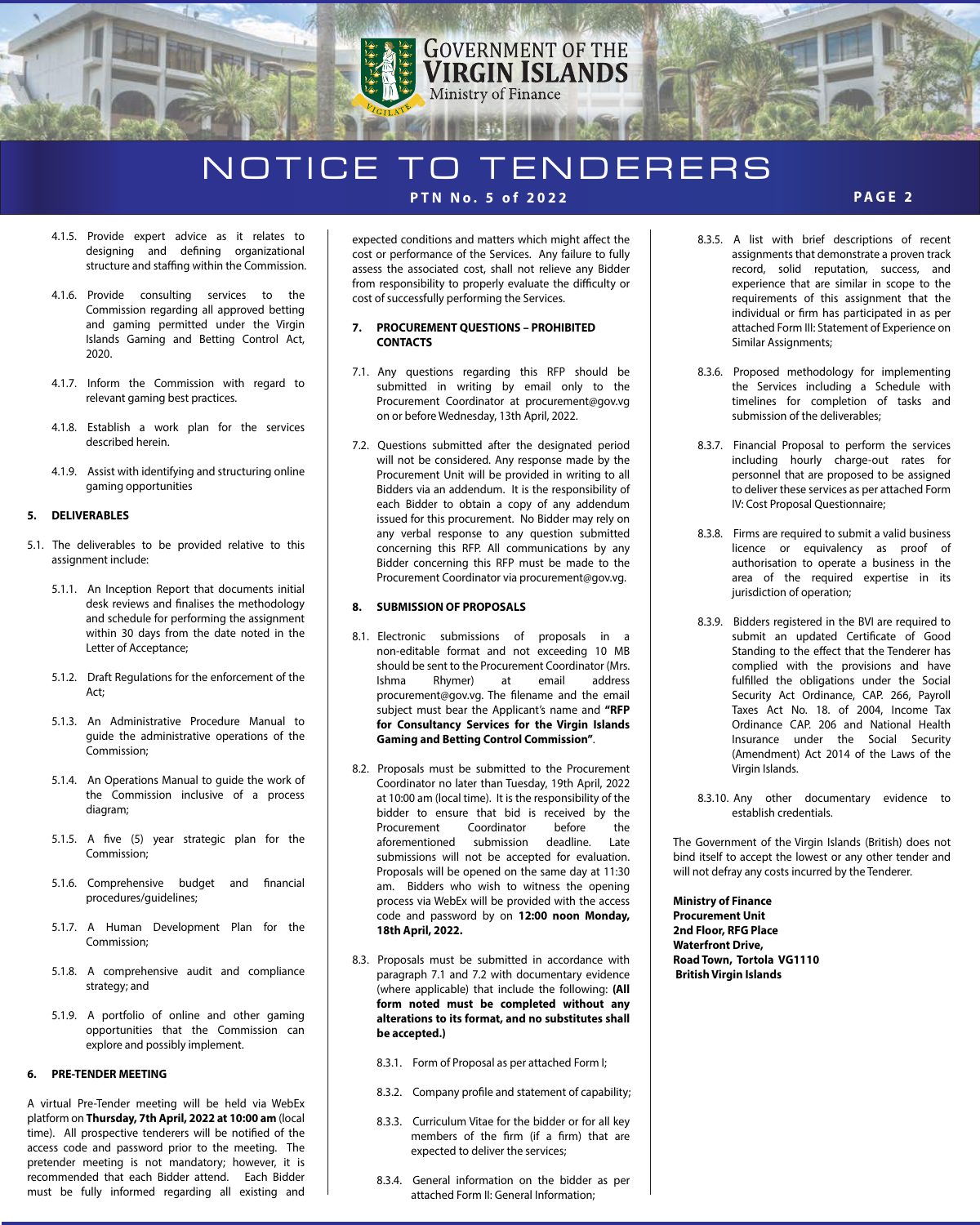4.1.5. Provide expert advice as it relates to designing and defining organizational structure and staffing within the Commission.

4.1.6. Provide consulting services to the Commission regarding all approved betting and gaming permitted under the Virgin Islands Gaming and Betting Control Act, 2020.

4.1.7. Inform the Commission with regard to relevant gaming best practices.

4.1.8. Establish a work plan for the services described herein.

4.1.9. Assist with identifying and structuring online gaming opportunities

## 5. DELIVERABLES

5.1. The deliverables to be provided relative to this assignment include:

5.1.1. An Inception Report that documents initial desk reviews and finalises the methodology and schedule for performing the assignment within 30 days from the date noted in the Letter of Acceptance;

5.1.2. Draft Regulations for the enforcement of the Act;

5.1.3. An Administrative Procedure Manual to guide the administrative operations of the Commission;

5.1.4. An Operations Manual to guide the work of the Commission inclusive of a process diagram;

5.1.5. A five (5) year strategic plan for the Commission;

5.1.6. Comprehensive budget and financial procedures/guidelines;

5.1.7. A Human Development Plan for the Commission;

5.1.8. A comprehensive audit and compliance strategy; and

5.1.9. A portfolio of online and other gaming opportunities that the Commission can explore and possibly implement.

## 6. PRE-TENDER MEETING

A virtual Pre-Tender meeting will be held via WebEx platform on **Thursday, 7th April, 2022 at 10:00 am** (local time). All prospective tenderers will be notified of the access code and password prior to the meeting. The pretender meeting is not mandatory; however, it is recommended that each Bidder attend. Each Bidder must be fully informed regarding all existing and expected conditions and matters which might affect the cost or performance of the Services. Any failure to fully assess the associated cost, shall not relieve any Bidder from responsibility to properly evaluate the difficulty or cost of successfully performing the Services.

## 7. PROCUREMENT QUESTIONS – PROHIBITED CONTACTS

7.1. Any questions regarding this RFP should be submitted in writing by email only to the Procurement Coordinator at procurement@gov.vg on or before Wednesday, 13th April, 2022.

7.2. Questions submitted after the designated period will not be considered. Any response made by the Procurement Unit will be provided in writing to all Bidders via an addendum. It is the responsibility of each Bidder to obtain a copy of any addendum issued for this procurement. No Bidder may rely on any verbal response to any question submitted concerning this RFP. All communications by any Bidder concerning this RFP must be made to the Procurement Coordinator via procurement@gov.vg.

## 8. SUBMISSION OF PROPOSALS

8.1. Electronic submissions of proposals in a non-editable format and not exceeding 10 MB should be sent to the Procurement Coordinator (Mrs. Ishma Rhymer) at email address procurement@gov.vg. The filename and the email subject must bear the Applicant's name and **"RFP for Consultancy Services for the Virgin Islands Gaming and Betting Control Commission"**.

8.2. Proposals must be submitted to the Procurement Coordinator no later than Tuesday, 19th April, 2022 at 10:00 am (local time). It is the responsibility of the bidder to ensure that bid is received by the Procurement Coordinator before the aforementioned submission deadline. Late submissions will not be accepted for evaluation. Proposals will be opened on the same day at 11:30 am. Bidders who wish to witness the opening process via WebEx will be provided with the access code and password by on **12:00 noon Monday, 18th April, 2022.**

8.3. Proposals must be submitted in accordance with paragraph 7.1 and 7.2 with documentary evidence (where applicable) that include the following: **(All form noted must be completed without any alterations to its format, and no substitutes shall be accepted.)**

8.3.1. Form of Proposal as per attached Form I;

8.3.2. Company profile and statement of capability;

8.3.3. Curriculum Vitae for the bidder or for all key members of the firm (if a firm) that are expected to deliver the services;

8.3.4. General information on the bidder as per attached Form II: General Information;

8.3.5. A list with brief descriptions of recent assignments that demonstrate a proven track record, solid reputation, success, and experience that are similar in scope to the requirements of this assignment that the individual or firm has participated in as per attached Form III: Statement of Experience on Similar Assignments;

8.3.6. Proposed methodology for implementing the Services including a Schedule with timelines for completion of tasks and submission of the deliverables;

8.3.7. Financial Proposal to perform the services including hourly charge-out rates for personnel that are proposed to be assigned to deliver these services as per attached Form IV: Cost Proposal Questionnaire;

8.3.8. Firms are required to submit a valid business licence or equivalency as proof of authorisation to operate a business in the area of the required expertise in its jurisdiction of operation;

8.3.9. Bidders registered in the BVI are required to submit an updated Certificate of Good Standing to the effect that the Tenderer has complied with the provisions and have fulfilled the obligations under the Social Security Act Ordinance, CAP. 266, Payroll Taxes Act No. 18. of 2004, Income Tax Ordinance CAP. 206 and National Health Insurance under the Social Security (Amendment) Act 2014 of the Laws of the Virgin Islands.

8.3.10. Any other documentary evidence to establish credentials.

The Government of the Virgin Islands (British) does not bind itself to accept the lowest or any other tender and will not defray any costs incurred by the Tenderer.

**Ministry of Finance**
**Procurement Unit**
**2nd Floor, RFG Place**
**Waterfront Drive,**
**Road Town, Tortola VG1110**
**British Virgin Islands**